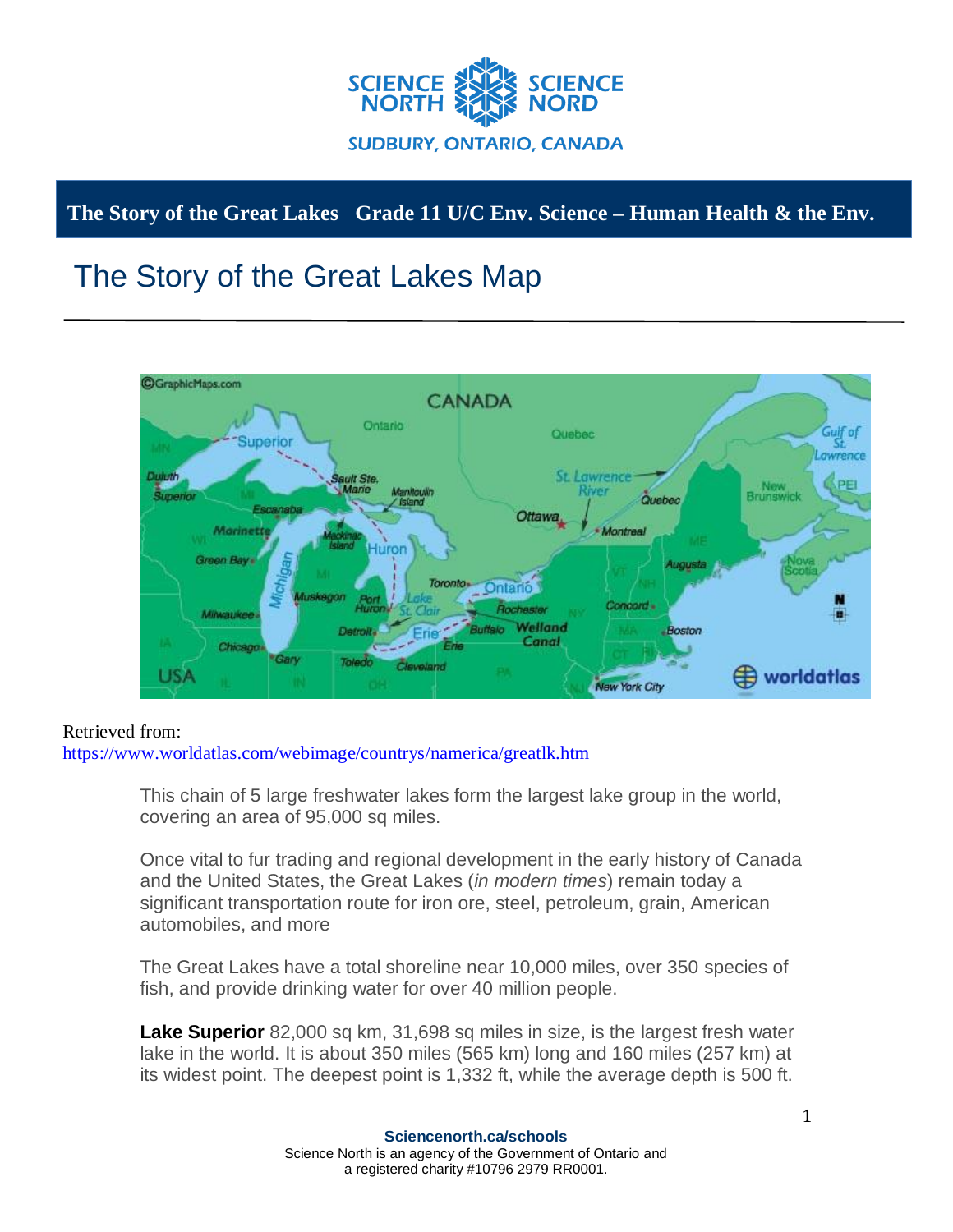# The Story of the Great Lakes Map

Retrieved from:
https://www.worldatlas.com/webimage/countrys/namerica/greatlk.htm

This chain of 5 large freshwater lakes form the largest lake group in the world, covering an area of 95,000 sq miles.

Once vital to fur trading and regional development in the early history of Canada and the United States, the Great Lakes (*in modern times*) remain today a significant transportation route for iron ore, steel, petroleum, grain, American automobiles, and more

The Great Lakes have a total shoreline near 10,000 miles, over 350 species of fish, and provide drinking water for over 40 million people.

**Lake Superior** 82,000 sq km, 31,698 sq miles in size, is the largest fresh water lake in the world. It is about 350 miles (565 km) long and 160 miles (257 km) at its widest point. The deepest point is 1,332 ft, while the average depth is 500 ft.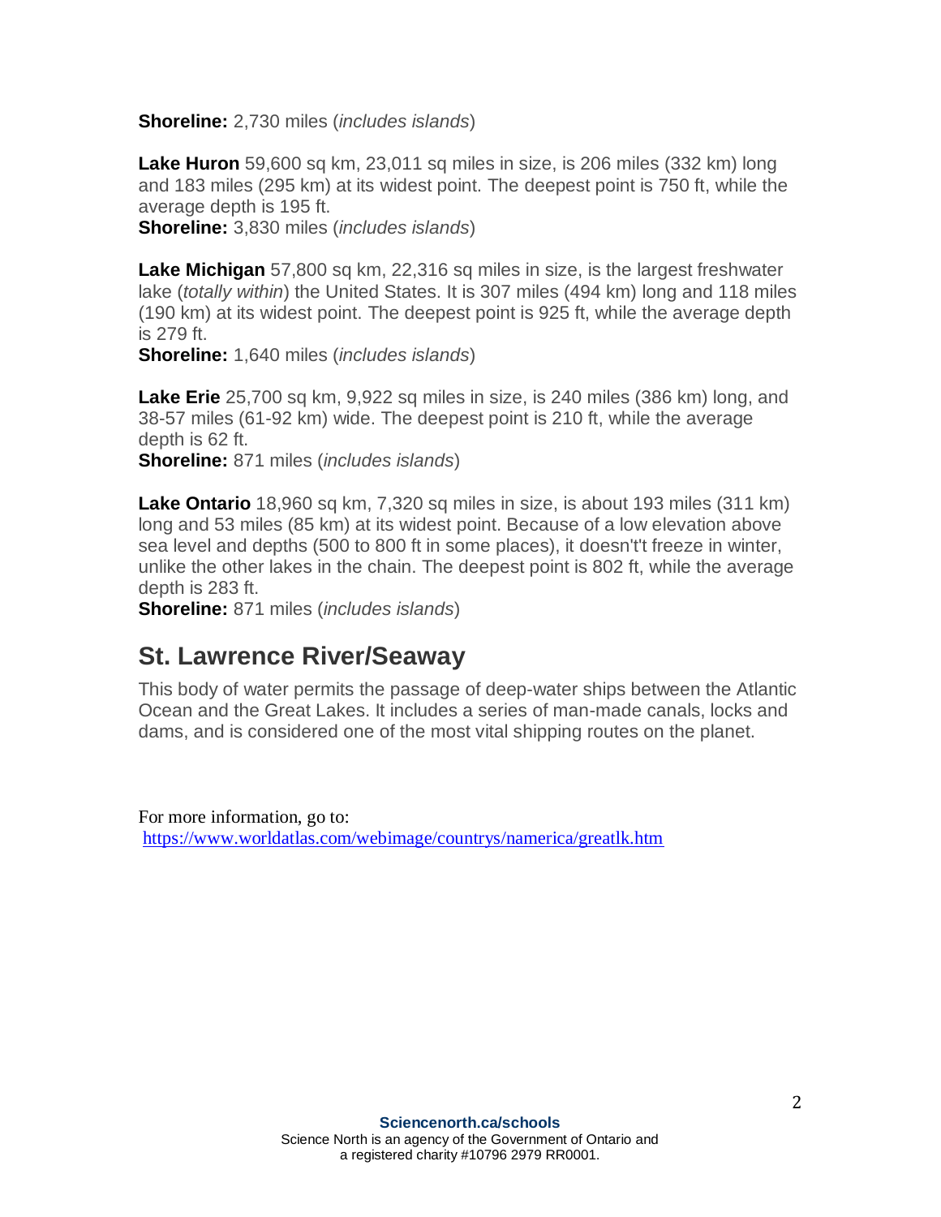**Shoreline:** 2,730 miles (*includes islands*)

**Lake Huron** 59,600 sq km, 23,011 sq miles in size, is 206 miles (332 km) long and 183 miles (295 km) at its widest point. The deepest point is 750 ft, while the average depth is 195 ft.
**Shoreline:** 3,830 miles (*includes islands*)

**Lake Michigan** 57,800 sq km, 22,316 sq miles in size, is the largest freshwater lake (*totally within*) the United States. It is 307 miles (494 km) long and 118 miles (190 km) at its widest point. The deepest point is 925 ft, while the average depth is 279 ft.
**Shoreline:** 1,640 miles (*includes islands*)

**Lake Erie** 25,700 sq km, 9,922 sq miles in size, is 240 miles (386 km) long, and 38-57 miles (61-92 km) wide. The deepest point is 210 ft, while the average depth is 62 ft.
**Shoreline:** 871 miles (*includes islands*)

**Lake Ontario** 18,960 sq km, 7,320 sq miles in size, is about 193 miles (311 km) long and 53 miles (85 km) at its widest point. Because of a low elevation above sea level and depths (500 to 800 ft in some places), it doesn't't freeze in winter, unlike the other lakes in the chain. The deepest point is 802 ft, while the average depth is 283 ft.
**Shoreline:** 871 miles (*includes islands*)

## St. Lawrence River/Seaway

This body of water permits the passage of deep-water ships between the Atlantic Ocean and the Great Lakes. It includes a series of man-made canals, locks and dams, and is considered one of the most vital shipping routes on the planet.

For more information, go to:
https://www.worldatlas.com/webimage/countrys/namerica/greatlk.htm

**Sciencenorth.ca/schools**
Science North is an agency of the Government of Ontario and a registered charity #10796 2979 RR0001.